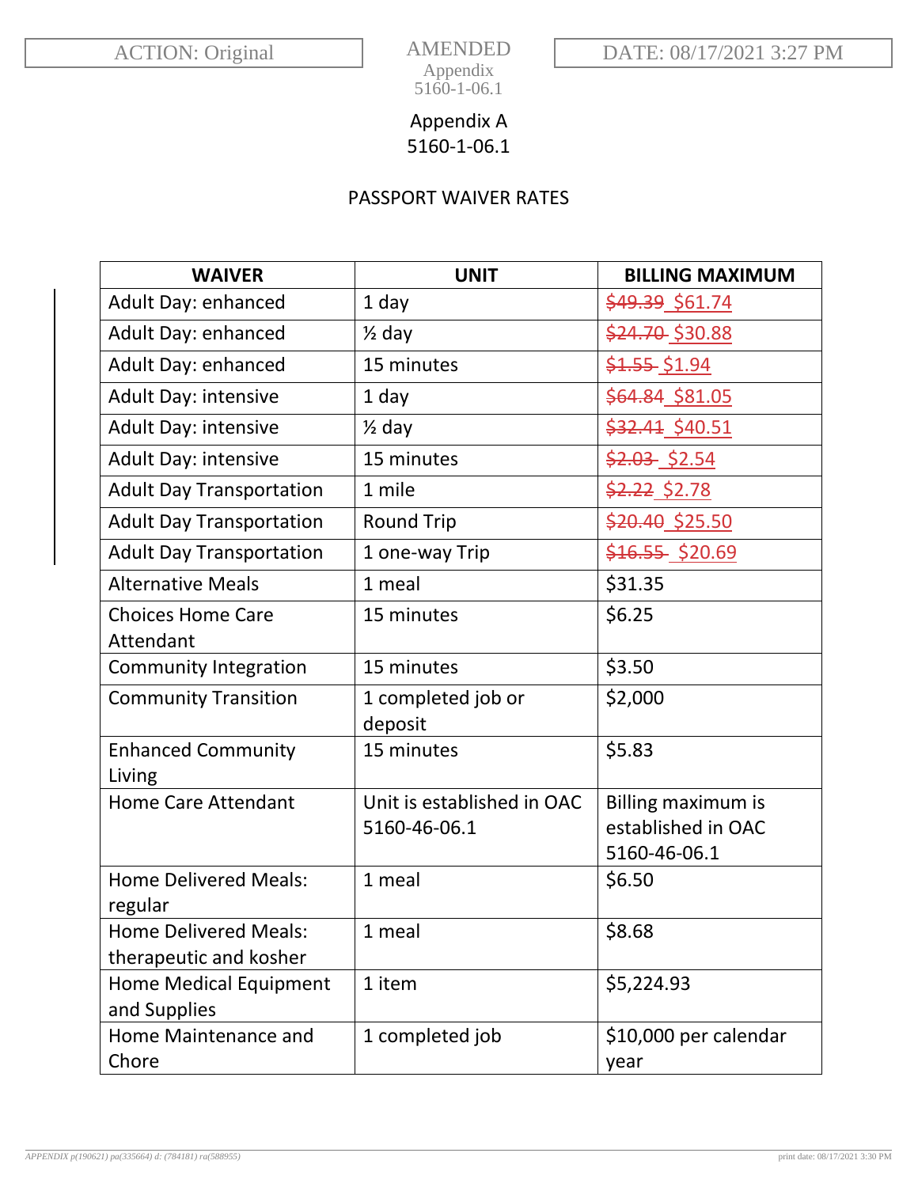ACTION: Original

AMENDED
Appendix
5160-1-06.1

DATE: 08/17/2021 3:27 PM

Appendix A
5160-1-06.1

PASSPORT WAIVER RATES

| WAIVER | UNIT | BILLING MAXIMUM |
|---|---|---|
| Adult Day: enhanced | 1 day | ~~$49.39~~ $61.74 |
| Adult Day: enhanced | ½ day | ~~$24.70~~ $30.88 |
| Adult Day: enhanced | 15 minutes | ~~$1.55~~ $1.94 |
| Adult Day: intensive | 1 day | ~~$64.84~~ $81.05 |
| Adult Day: intensive | ½ day | ~~$32.41~~ $40.51 |
| Adult Day: intensive | 15 minutes | ~~$2.03~~ $2.54 |
| Adult Day Transportation | 1 mile | ~~$2.22~~ $2.78 |
| Adult Day Transportation | Round Trip | ~~$20.40~~ $25.50 |
| Adult Day Transportation | 1 one-way Trip | ~~$16.55~~ $20.69 |
| Alternative Meals | 1 meal | $31.35 |
| Choices Home Care Attendant | 15 minutes | $6.25 |
| Community Integration | 15 minutes | $3.50 |
| Community Transition | 1 completed job or deposit | $2,000 |
| Enhanced Community Living | 15 minutes | $5.83 |
| Home Care Attendant | Unit is established in OAC 5160-46-06.1 | Billing maximum is established in OAC 5160-46-06.1 |
| Home Delivered Meals: regular | 1 meal | $6.50 |
| Home Delivered Meals: therapeutic and kosher | 1 meal | $8.68 |
| Home Medical Equipment and Supplies | 1 item | $5,224.93 |
| Home Maintenance and Chore | 1 completed job | $10,000 per calendar year |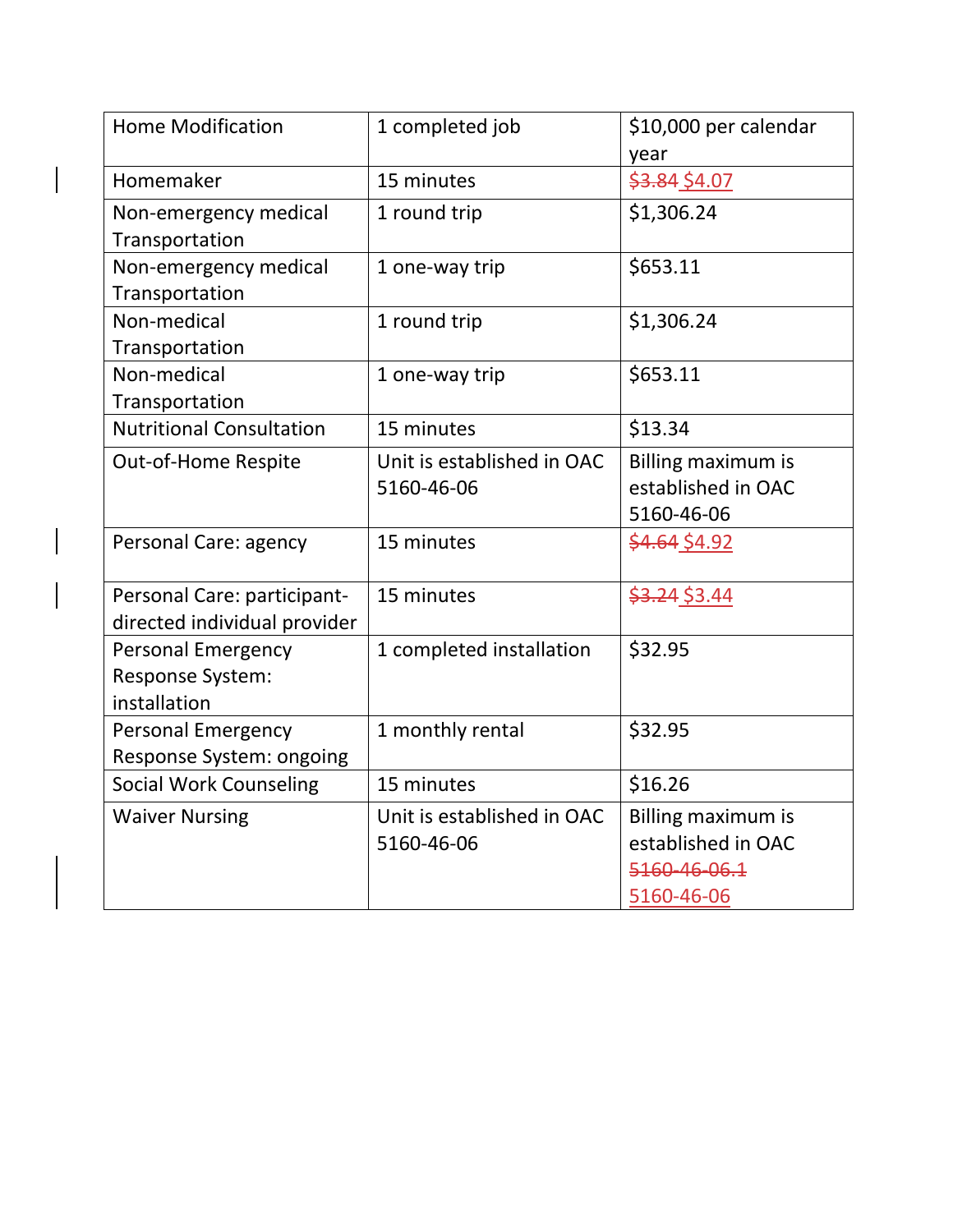| | | |
|---|---|---|
| Home Modification | 1 completed job | $10,000 per calendar year |
| Homemaker | 15 minutes | ~~$3.84~~ $4.07 |
| Non-emergency medical Transportation | 1 round trip | $1,306.24 |
| Non-emergency medical Transportation | 1 one-way trip | $653.11 |
| Non-medical Transportation | 1 round trip | $1,306.24 |
| Non-medical Transportation | 1 one-way trip | $653.11 |
| Nutritional Consultation | 15 minutes | $13.34 |
| Out-of-Home Respite | Unit is established in OAC 5160-46-06 | Billing maximum is established in OAC 5160-46-06 |
| Personal Care: agency | 15 minutes | ~~$4.64~~ $4.92 |
| Personal Care: participant-directed individual provider | 15 minutes | ~~$3.24~~ $3.44 |
| Personal Emergency Response System: installation | 1 completed installation | $32.95 |
| Personal Emergency Response System: ongoing | 1 monthly rental | $32.95 |
| Social Work Counseling | 15 minutes | $16.26 |
| Waiver Nursing | Unit is established in OAC 5160-46-06 | Billing maximum is established in OAC ~~5160-46-06.1~~ 5160-46-06 |